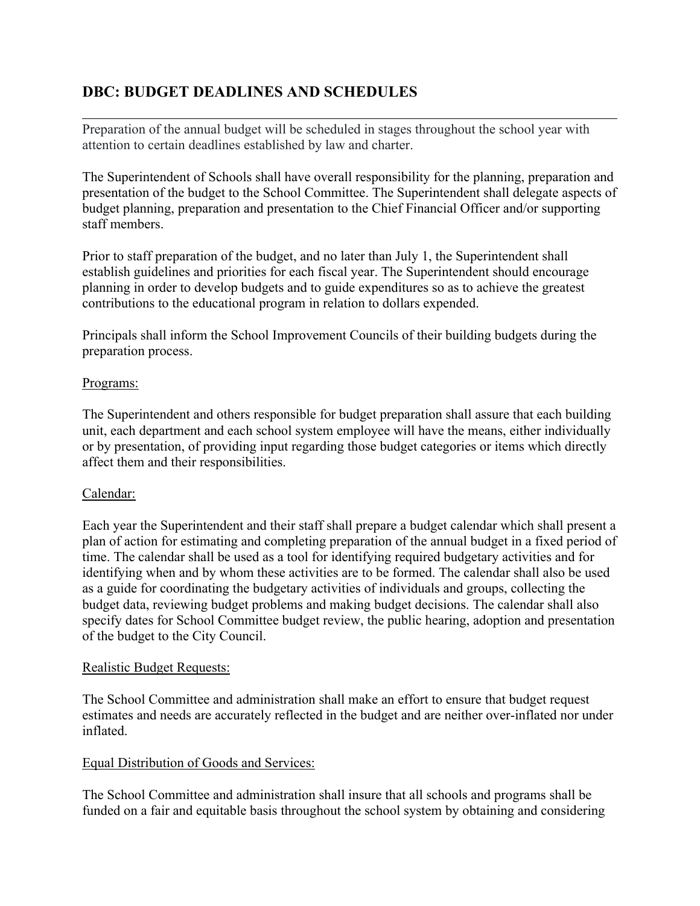## DBC: BUDGET DEADLINES AND SCHEDULES

---

Preparation of the annual budget will be scheduled in stages throughout the school year with attention to certain deadlines established by law and charter.

The Superintendent of Schools shall have overall responsibility for the planning, preparation and presentation of the budget to the School Committee. The Superintendent shall delegate aspects of budget planning, preparation and presentation to the Chief Financial Officer and/or supporting staff members.

Prior to staff preparation of the budget, and no later than July 1, the Superintendent shall establish guidelines and priorities for each fiscal year. The Superintendent should encourage planning in order to develop budgets and to guide expenditures so as to achieve the greatest contributions to the educational program in relation to dollars expended.

Principals shall inform the School Improvement Councils of their building budgets during the preparation process.

Programs:

The Superintendent and others responsible for budget preparation shall assure that each building unit, each department and each school system employee will have the means, either individually or by presentation, of providing input regarding those budget categories or items which directly affect them and their responsibilities.

Calendar:

Each year the Superintendent and their staff shall prepare a budget calendar which shall present a plan of action for estimating and completing preparation of the annual budget in a fixed period of time. The calendar shall be used as a tool for identifying required budgetary activities and for identifying when and by whom these activities are to be formed. The calendar shall also be used as a guide for coordinating the budgetary activities of individuals and groups, collecting the budget data, reviewing budget problems and making budget decisions. The calendar shall also specify dates for School Committee budget review, the public hearing, adoption and presentation of the budget to the City Council.

Realistic Budget Requests:

The School Committee and administration shall make an effort to ensure that budget request estimates and needs are accurately reflected in the budget and are neither over-inflated nor under inflated.

Equal Distribution of Goods and Services:

The School Committee and administration shall insure that all schools and programs shall be funded on a fair and equitable basis throughout the school system by obtaining and considering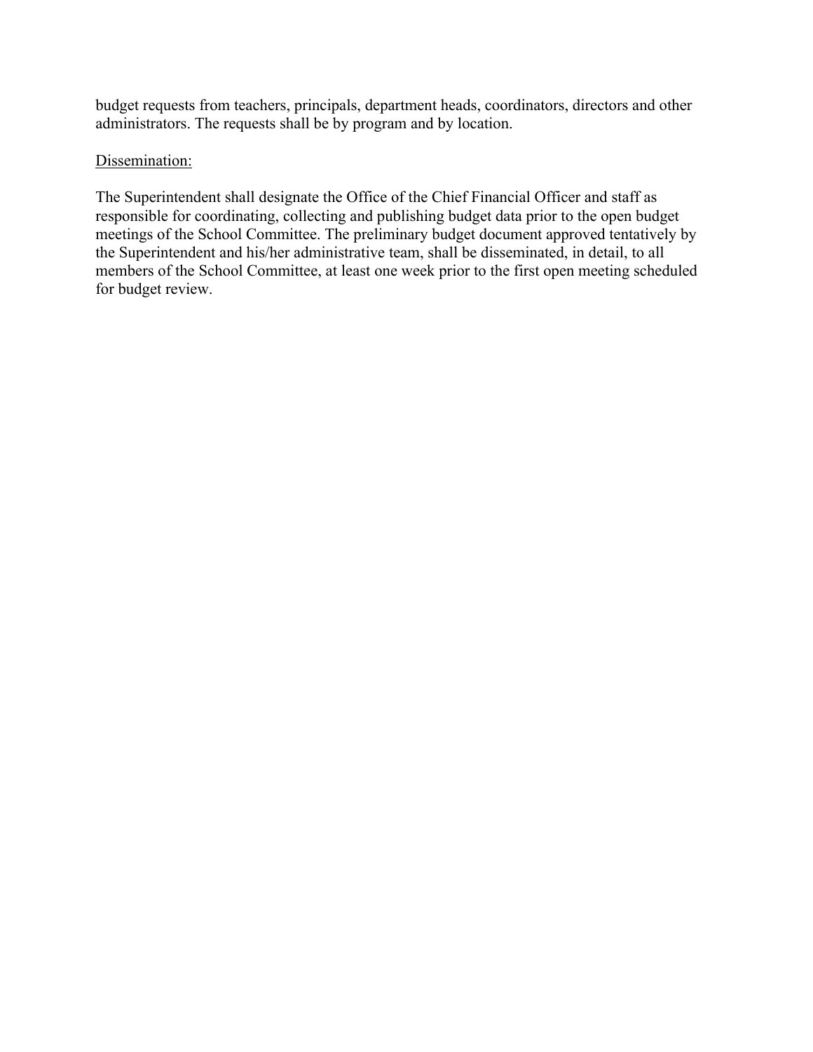budget requests from teachers, principals, department heads, coordinators, directors and other administrators. The requests shall be by program and by location.

<u>Dissemination:</u>

The Superintendent shall designate the Office of the Chief Financial Officer and staff as responsible for coordinating, collecting and publishing budget data prior to the open budget meetings of the School Committee. The preliminary budget document approved tentatively by the Superintendent and his/her administrative team, shall be disseminated, in detail, to all members of the School Committee, at least one week prior to the first open meeting scheduled for budget review.